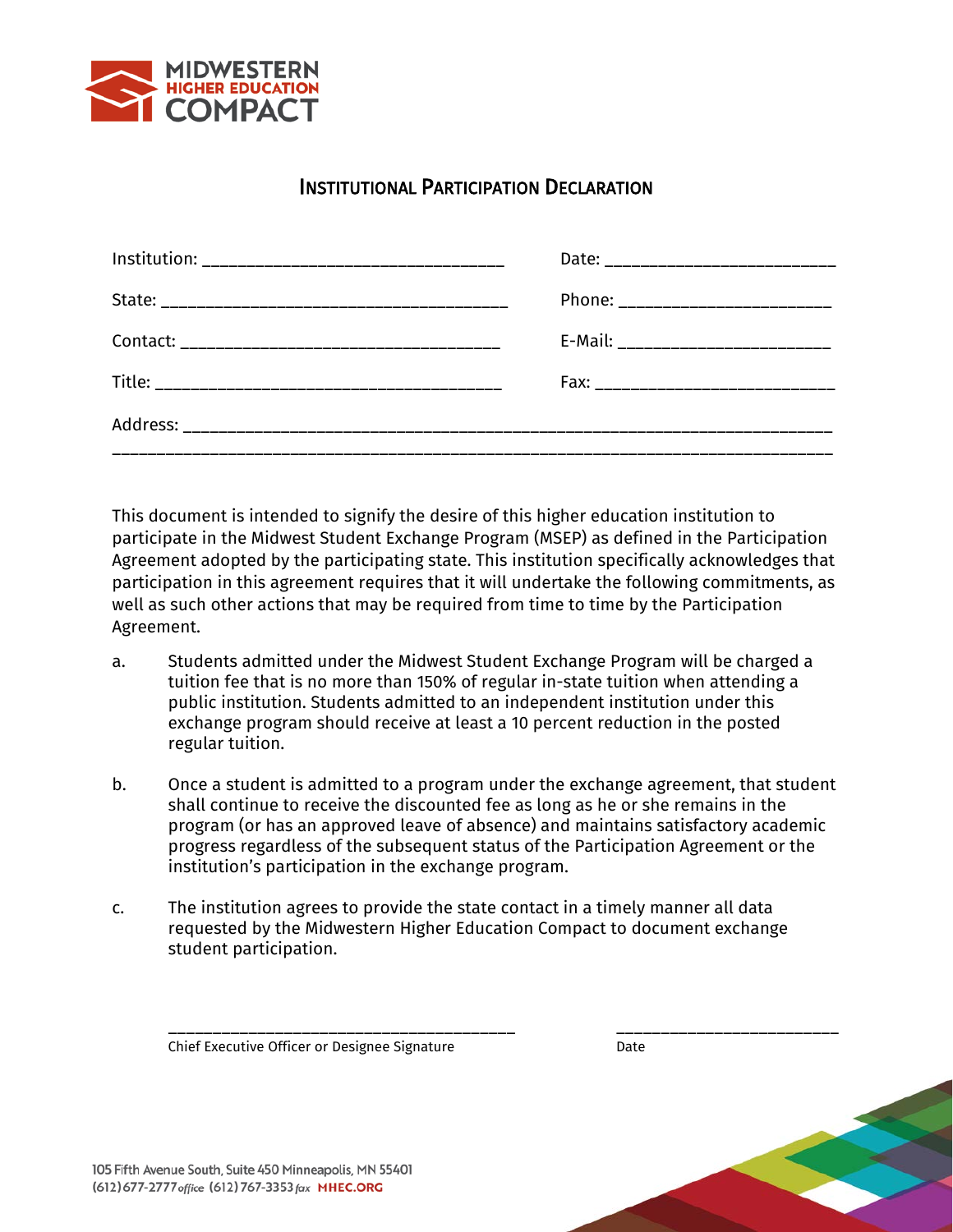MIDWESTERN HIGHER EDUCATION COMPACT

# INSTITUTIONAL PARTICIPATION DECLARATION

Institution: ________________________________ Date: ________________________

State: ______________________________________ Phone: ______________________

Contact: ___________________________________ E-Mail: ______________________

Title: ______________________________________ Fax: _________________________

Address: ________________________________________________________________________

_________________________________________________________________________________

This document is intended to signify the desire of this higher education institution to participate in the Midwest Student Exchange Program (MSEP) as defined in the Participation Agreement adopted by the participating state. This institution specifically acknowledges that participation in this agreement requires that it will undertake the following commitments, as well as such other actions that may be required from time to time by the Participation Agreement.

a. Students admitted under the Midwest Student Exchange Program will be charged a tuition fee that is no more than 150% of regular in-state tuition when attending a public institution. Students admitted to an independent institution under this exchange program should receive at least a 10 percent reduction in the posted regular tuition.

b. Once a student is admitted to a program under the exchange agreement, that student shall continue to receive the discounted fee as long as he or she remains in the program (or has an approved leave of absence) and maintains satisfactory academic progress regardless of the subsequent status of the Participation Agreement or the institution's participation in the exchange program.

c. The institution agrees to provide the state contact in a timely manner all data requested by the Midwestern Higher Education Compact to document exchange student participation.

_____________________________________ ________________________

Chief Executive Officer or Designee Signature Date

105 Fifth Avenue South, Suite 450 Minneapolis, MN 55401
(612) 677-2777 office (612) 767-3353 fax MHEC.ORG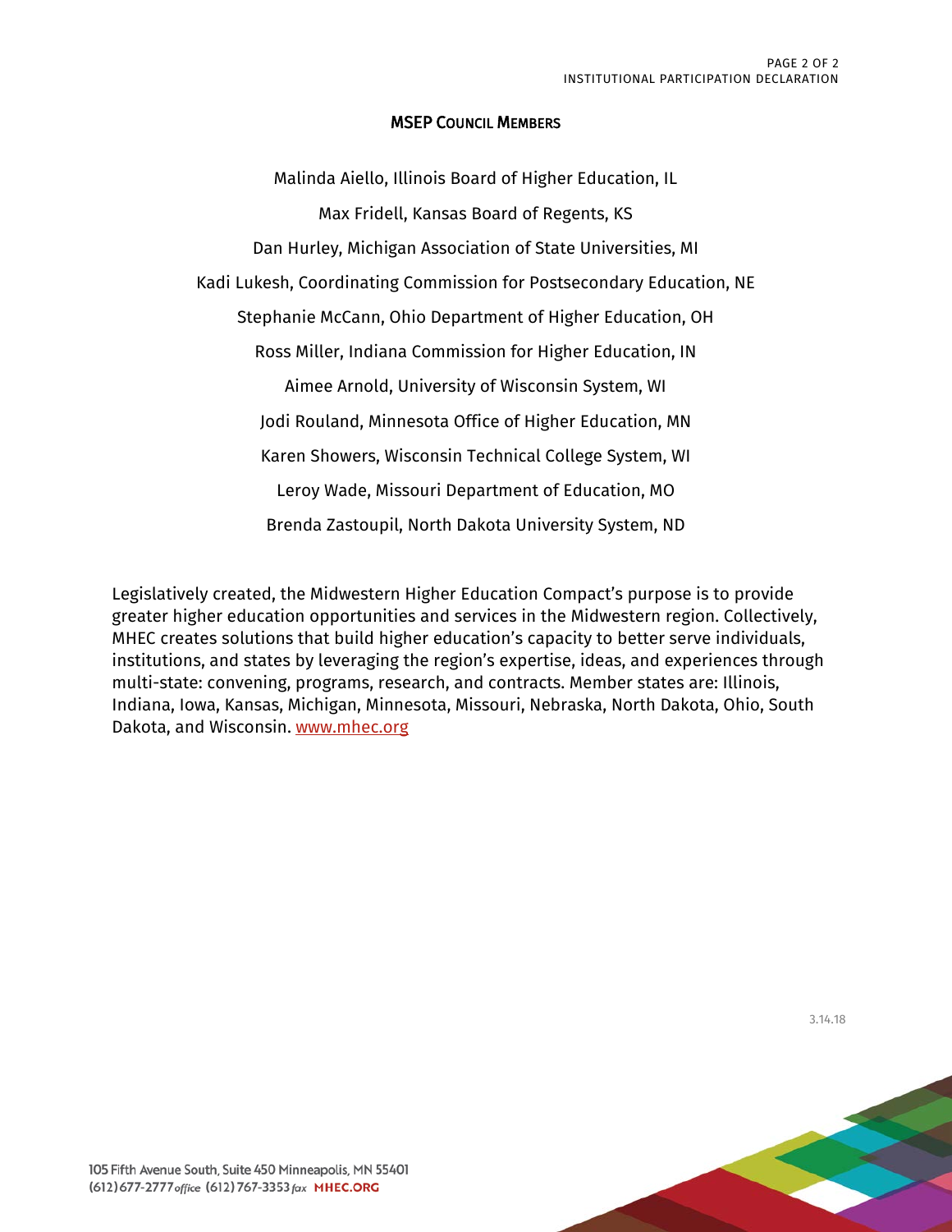## MSEP Council Members

Malinda Aiello, Illinois Board of Higher Education, IL

Max Fridell, Kansas Board of Regents, KS

Dan Hurley, Michigan Association of State Universities, MI

Kadi Lukesh, Coordinating Commission for Postsecondary Education, NE

Stephanie McCann, Ohio Department of Higher Education, OH

Ross Miller, Indiana Commission for Higher Education, IN

Aimee Arnold, University of Wisconsin System, WI

Jodi Rouland, Minnesota Office of Higher Education, MN

Karen Showers, Wisconsin Technical College System, WI

Leroy Wade, Missouri Department of Education, MO

Brenda Zastoupil, North Dakota University System, ND

Legislatively created, the Midwestern Higher Education Compact's purpose is to provide greater higher education opportunities and services in the Midwestern region. Collectively, MHEC creates solutions that build higher education's capacity to better serve individuals, institutions, and states by leveraging the region's expertise, ideas, and experiences through multi-state: convening, programs, research, and contracts. Member states are: Illinois, Indiana, Iowa, Kansas, Michigan, Minnesota, Missouri, Nebraska, North Dakota, Ohio, South Dakota, and Wisconsin. www.mhec.org

3.14.18

105 Fifth Avenue South, Suite 450 Minneapolis, MN 55401
(612) 677-2777 *office* (612) 767-3353 *fax* MHEC.ORG